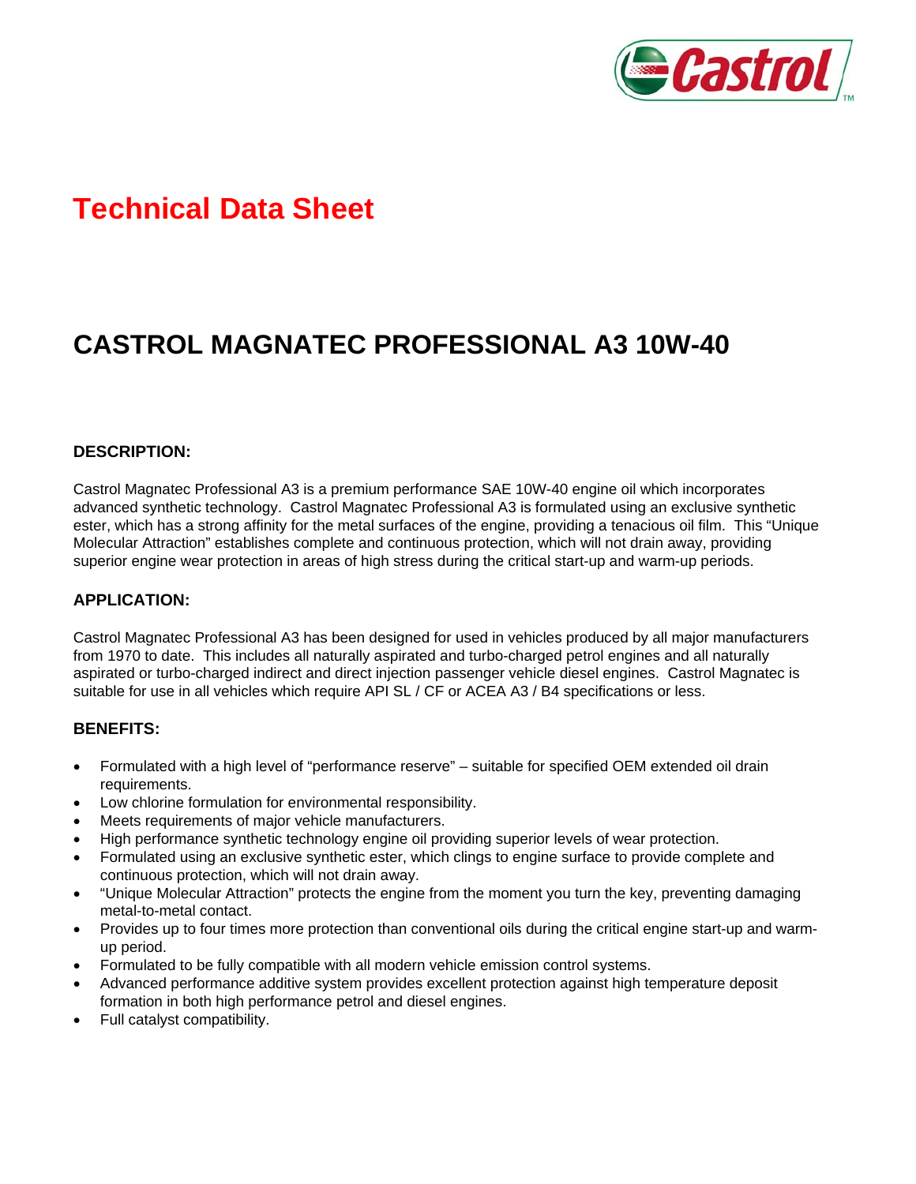# Technical Data Sheet

## CASTROL MAGNATEC PROFESSIONAL A3 10W-40

### DESCRIPTION:

Castrol Magnatec Professional A3 is a premium performance SAE 10W-40 engine oil which incorporates advanced synthetic technology. Castrol Magnatec Professional A3 is formulated using an exclusive synthetic ester, which has a strong affinity for the metal surfaces of the engine, providing a tenacious oil film. This "Unique Molecular Attraction" establishes complete and continuous protection, which will not drain away, providing superior engine wear protection in areas of high stress during the critical start-up and warm-up periods.

### APPLICATION:

Castrol Magnatec Professional A3 has been designed for used in vehicles produced by all major manufacturers from 1970 to date. This includes all naturally aspirated and turbo-charged petrol engines and all naturally aspirated or turbo-charged indirect and direct injection passenger vehicle diesel engines. Castrol Magnatec is suitable for use in all vehicles which require API SL / CF or ACEA A3 / B4 specifications or less.

### BENEFITS:

- Formulated with a high level of "performance reserve" – suitable for specified OEM extended oil drain requirements.
- Low chlorine formulation for environmental responsibility.
- Meets requirements of major vehicle manufacturers.
- High performance synthetic technology engine oil providing superior levels of wear protection.
- Formulated using an exclusive synthetic ester, which clings to engine surface to provide complete and continuous protection, which will not drain away.
- "Unique Molecular Attraction" protects the engine from the moment you turn the key, preventing damaging metal-to-metal contact.
- Provides up to four times more protection than conventional oils during the critical engine start-up and warm-up period.
- Formulated to be fully compatible with all modern vehicle emission control systems.
- Advanced performance additive system provides excellent protection against high temperature deposit formation in both high performance petrol and diesel engines.
- Full catalyst compatibility.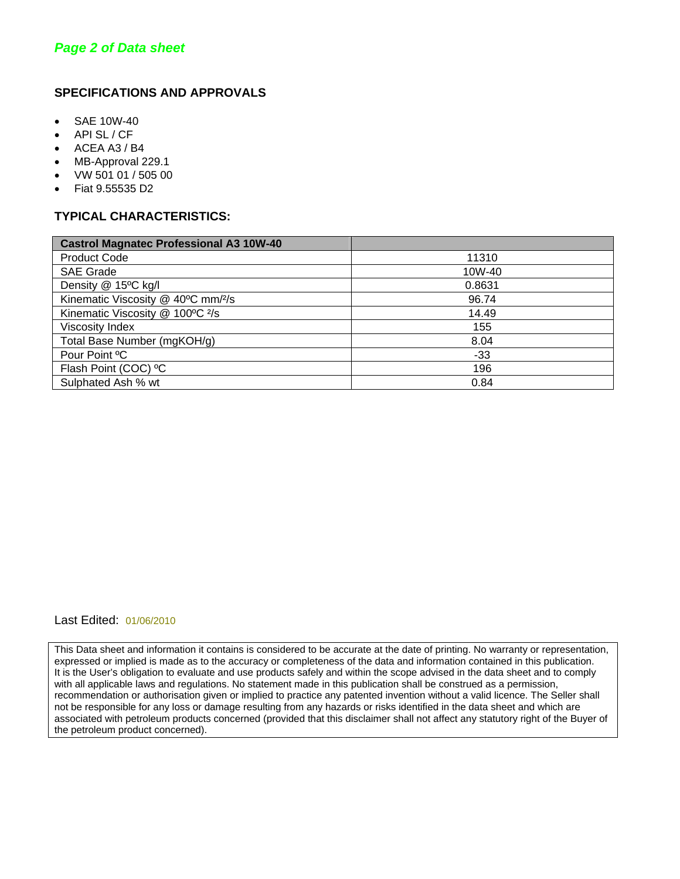## SPECIFICATIONS AND APPROVALS

- SAE 10W-40
- API SL / CF
- ACEA A3 / B4
- MB-Approval 229.1
- VW 501 01 / 505 00
- Fiat 9.55535 D2

## TYPICAL CHARACTERISTICS:

| Castrol Magnatec Professional A3 10W-40 | |
|---|---|
| Product Code | 11310 |
| SAE Grade | 10W-40 |
| Density @ 15ºC kg/l | 0.8631 |
| Kinematic Viscosity @ 40ºC $mm^2/s$ | 96.74 |
| Kinematic Viscosity @ 100ºC $^2/s$ | 14.49 |
| Viscosity Index | 155 |
| Total Base Number (mgKOH/g) | 8.04 |
| Pour Point ºC | -33 |
| Flash Point (COC) ºC | 196 |
| Sulphated Ash % wt | 0.84 |

Last Edited: 01/06/2010

This Data sheet and information it contains is considered to be accurate at the date of printing. No warranty or representation, expressed or implied is made as to the accuracy or completeness of the data and information contained in this publication. It is the User's obligation to evaluate and use products safely and within the scope advised in the data sheet and to comply with all applicable laws and regulations. No statement made in this publication shall be construed as a permission, recommendation or authorisation given or implied to practice any patented invention without a valid licence. The Seller shall not be responsible for any loss or damage resulting from any hazards or risks identified in the data sheet and which are associated with petroleum products concerned (provided that this disclaimer shall not affect any statutory right of the Buyer of the petroleum product concerned).